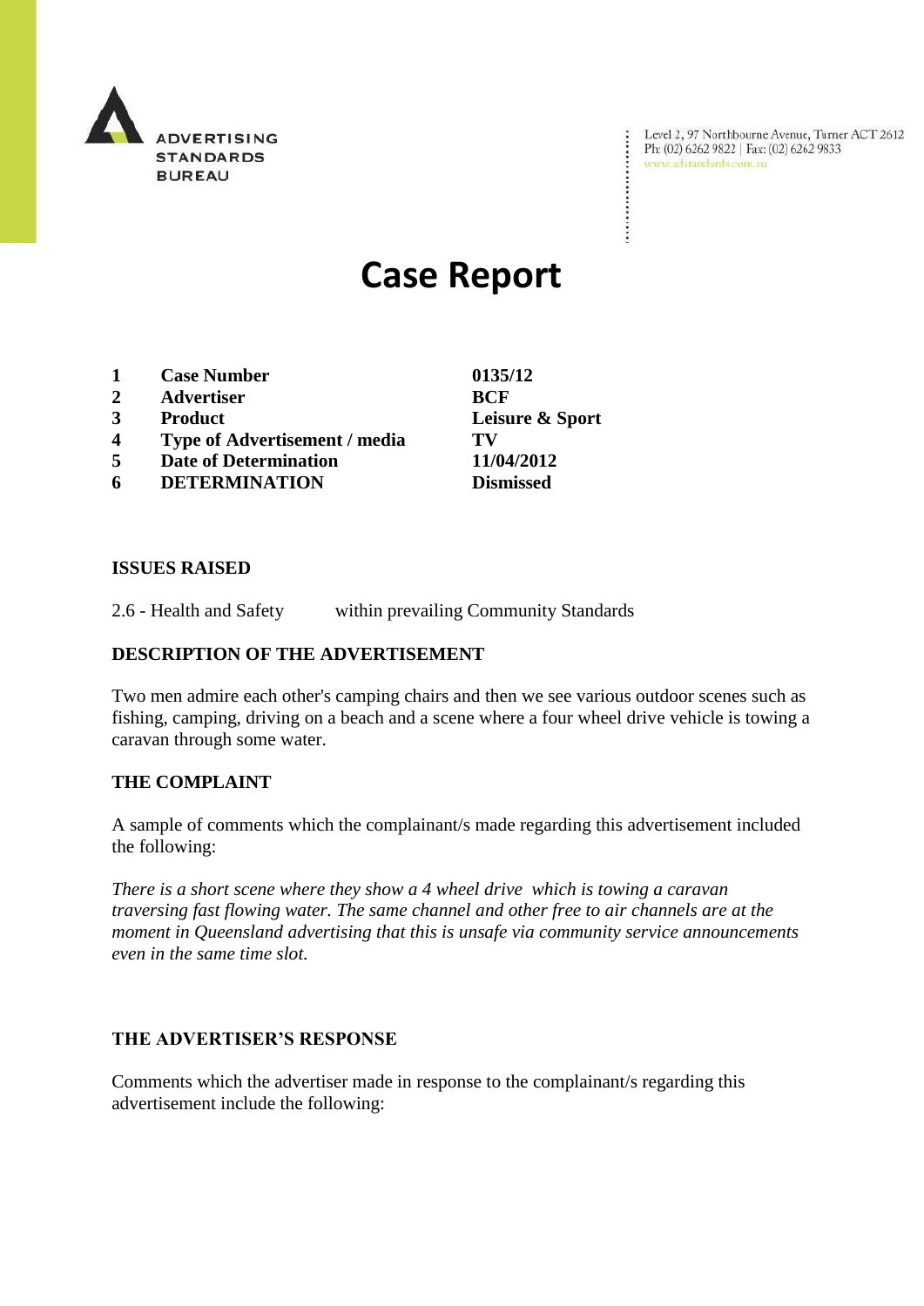ADVERTISING STANDARDS BUREAU

Level 2, 97 Northbourne Avenue, Turner ACT 2612
Ph: (02) 6262 9822 | Fax: (02) 6262 9833
www.adstandards.com.au

# Case Report

| | | |
|---|---|---|
| 1 | **Case Number** | **0135/12** |
| 2 | **Advertiser** | **BCF** |
| 3 | **Product** | **Leisure & Sport** |
| 4 | **Type of Advertisement / media** | **TV** |
| 5 | **Date of Determination** | **11/04/2012** |
| 6 | **DETERMINATION** | **Dismissed** |

**ISSUES RAISED**

2.6 - Health and Safety within prevailing Community Standards

**DESCRIPTION OF THE ADVERTISEMENT**

Two men admire each other's camping chairs and then we see various outdoor scenes such as fishing, camping, driving on a beach and a scene where a four wheel drive vehicle is towing a caravan through some water.

**THE COMPLAINT**

A sample of comments which the complainant/s made regarding this advertisement included the following:

*There is a short scene where they show a 4 wheel drive which is towing a caravan traversing fast flowing water. The same channel and other free to air channels are at the moment in Queensland advertising that this is unsafe via community service announcements even in the same time slot.*

**THE ADVERTISER'S RESPONSE**

Comments which the advertiser made in response to the complainant/s regarding this advertisement include the following: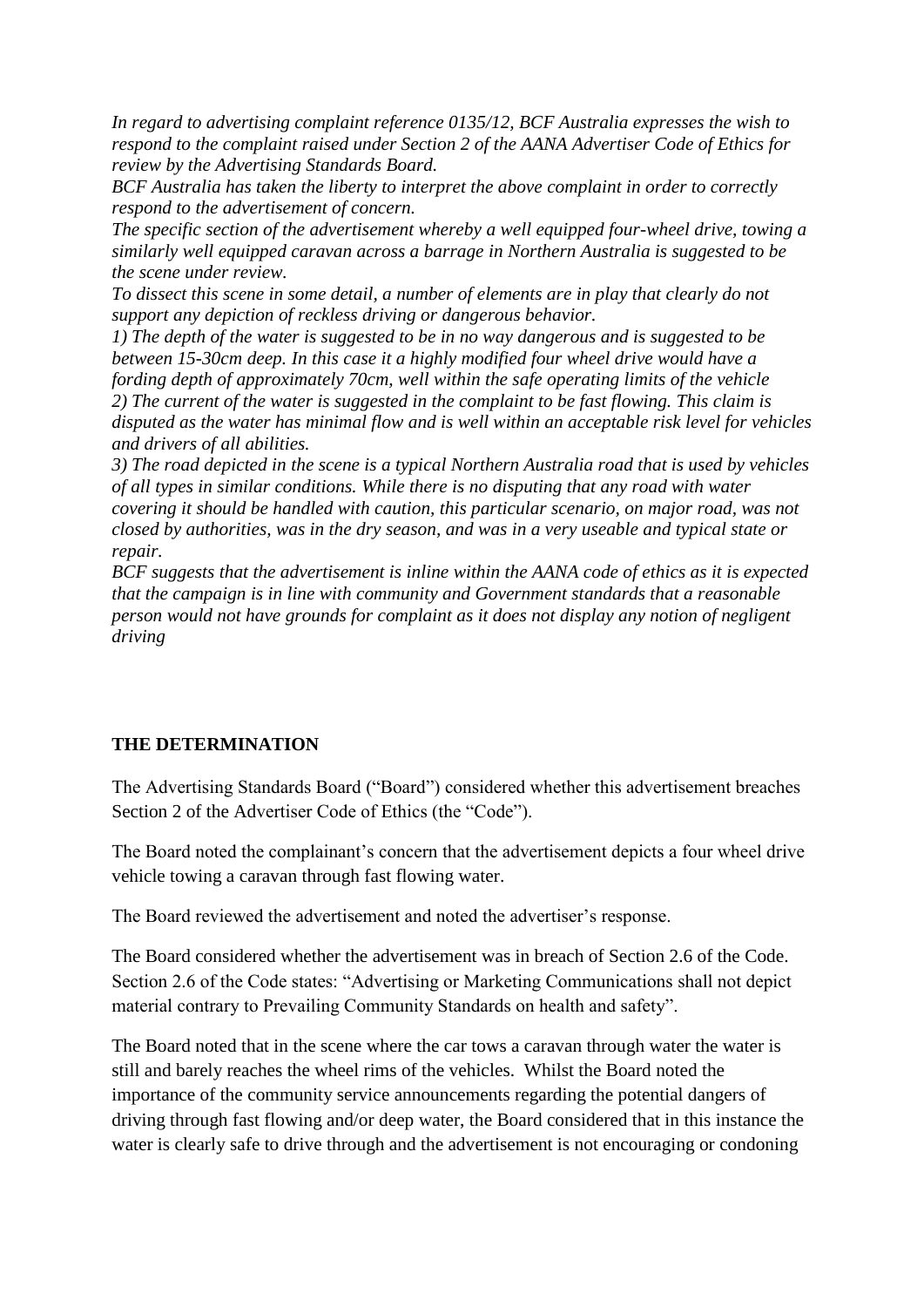*In regard to advertising complaint reference 0135/12, BCF Australia expresses the wish to respond to the complaint raised under Section 2 of the AANA Advertiser Code of Ethics for review by the Advertising Standards Board.*

*BCF Australia has taken the liberty to interpret the above complaint in order to correctly respond to the advertisement of concern.*

*The specific section of the advertisement whereby a well equipped four-wheel drive, towing a similarly well equipped caravan across a barrage in Northern Australia is suggested to be the scene under review.*

*To dissect this scene in some detail, a number of elements are in play that clearly do not support any depiction of reckless driving or dangerous behavior.*

*1) The depth of the water is suggested to be in no way dangerous and is suggested to be between 15-30cm deep. In this case it a highly modified four wheel drive would have a fording depth of approximately 70cm, well within the safe operating limits of the vehicle*

*2) The current of the water is suggested in the complaint to be fast flowing. This claim is disputed as the water has minimal flow and is well within an acceptable risk level for vehicles and drivers of all abilities.*

*3) The road depicted in the scene is a typical Northern Australia road that is used by vehicles of all types in similar conditions. While there is no disputing that any road with water covering it should be handled with caution, this particular scenario, on major road, was not closed by authorities, was in the dry season, and was in a very useable and typical state or repair.*

*BCF suggests that the advertisement is inline within the AANA code of ethics as it is expected that the campaign is in line with community and Government standards that a reasonable person would not have grounds for complaint as it does not display any notion of negligent driving*

## THE DETERMINATION

The Advertising Standards Board ("Board") considered whether this advertisement breaches Section 2 of the Advertiser Code of Ethics (the "Code").

The Board noted the complainant's concern that the advertisement depicts a four wheel drive vehicle towing a caravan through fast flowing water.

The Board reviewed the advertisement and noted the advertiser's response.

The Board considered whether the advertisement was in breach of Section 2.6 of the Code. Section 2.6 of the Code states: "Advertising or Marketing Communications shall not depict material contrary to Prevailing Community Standards on health and safety".

The Board noted that in the scene where the car tows a caravan through water the water is still and barely reaches the wheel rims of the vehicles. Whilst the Board noted the importance of the community service announcements regarding the potential dangers of driving through fast flowing and/or deep water, the Board considered that in this instance the water is clearly safe to drive through and the advertisement is not encouraging or condoning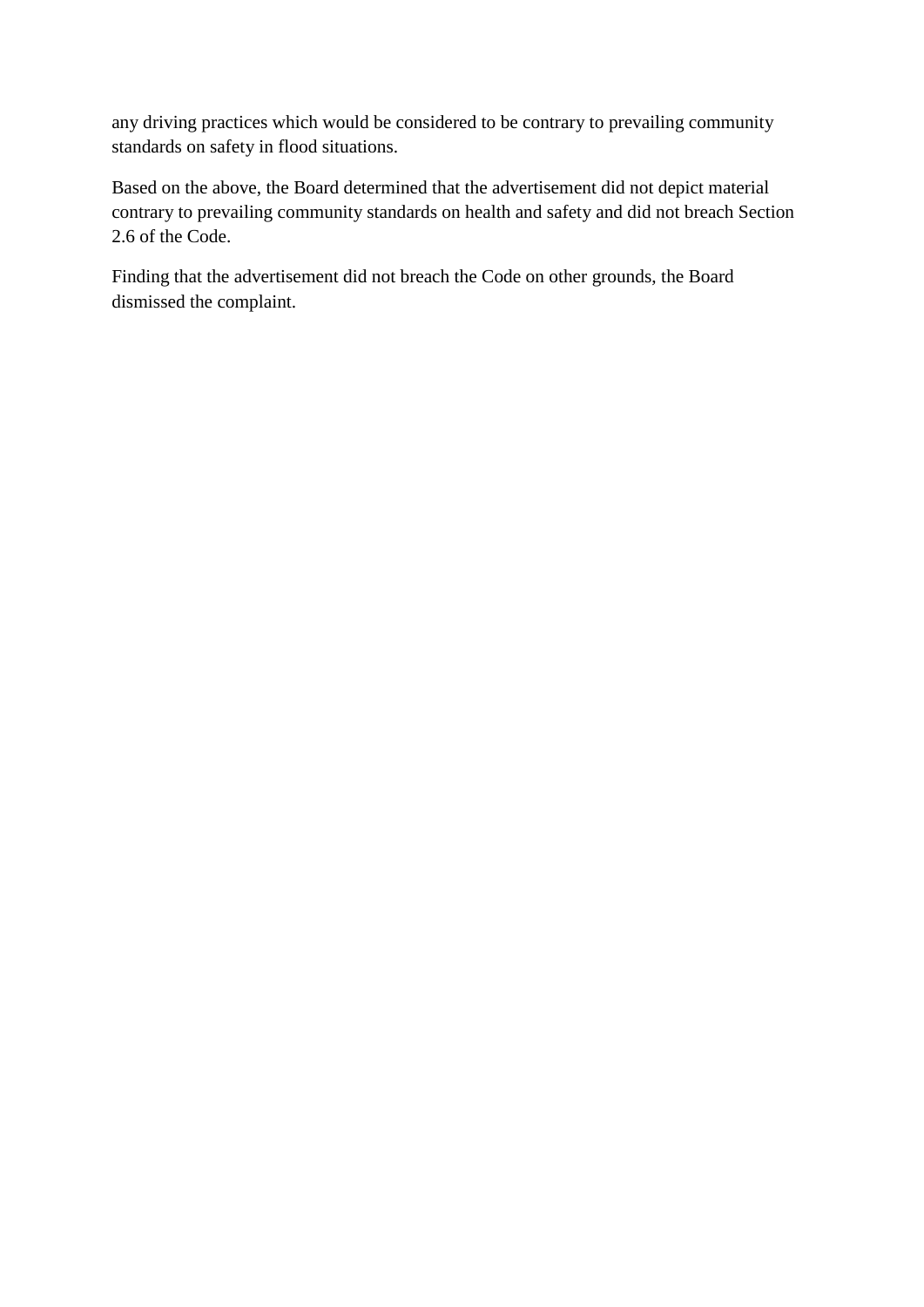any driving practices which would be considered to be contrary to prevailing community standards on safety in flood situations.

Based on the above, the Board determined that the advertisement did not depict material contrary to prevailing community standards on health and safety and did not breach Section 2.6 of the Code.

Finding that the advertisement did not breach the Code on other grounds, the Board dismissed the complaint.